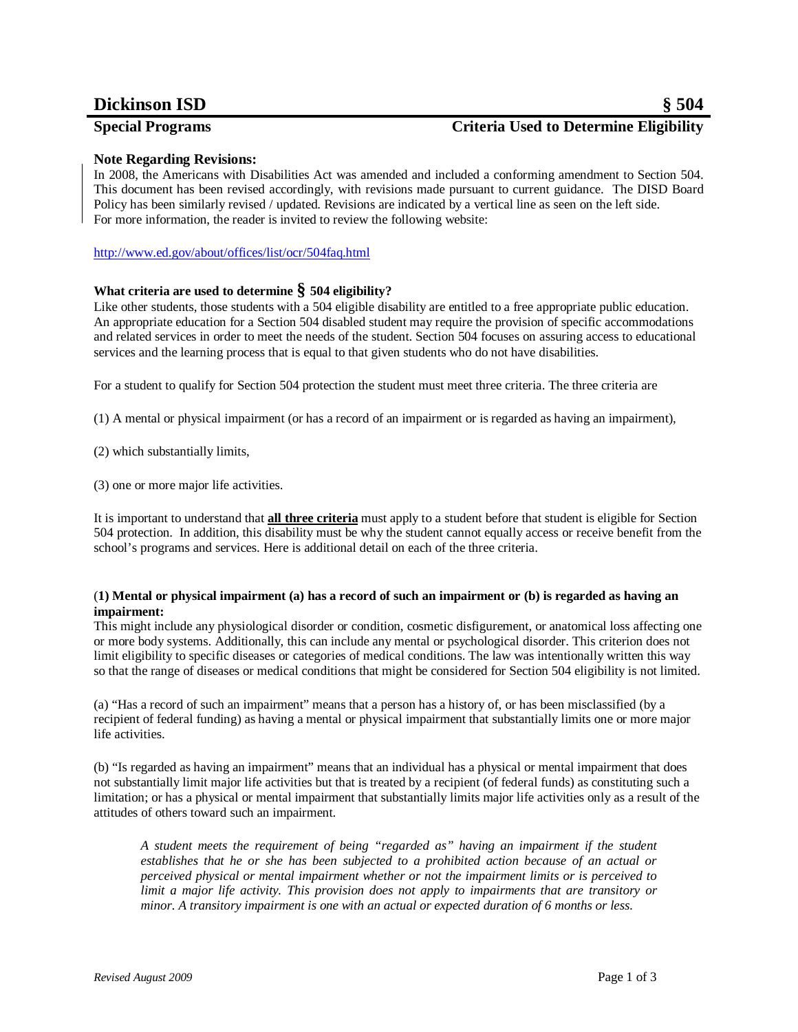# Dickinson ISD § 504

## Special Programs — Criteria Used to Determine Eligibility

**Note Regarding Revisions:**

In 2008, the Americans with Disabilities Act was amended and included a conforming amendment to Section 504. This document has been revised accordingly, with revisions made pursuant to current guidance. The DISD Board Policy has been similarly revised / updated. Revisions are indicated by a vertical line as seen on the left side. For more information, the reader is invited to review the following website:

http://www.ed.gov/about/offices/list/ocr/504faq.html

**What criteria are used to determine § 504 eligibility?**

Like other students, those students with a 504 eligible disability are entitled to a free appropriate public education. An appropriate education for a Section 504 disabled student may require the provision of specific accommodations and related services in order to meet the needs of the student. Section 504 focuses on assuring access to educational services and the learning process that is equal to that given students who do not have disabilities.

For a student to qualify for Section 504 protection the student must meet three criteria. The three criteria are

(1) A mental or physical impairment (or has a record of an impairment or is regarded as having an impairment),

(2) which substantially limits,

(3) one or more major life activities.

It is important to understand that **<u>all three criteria</u>** must apply to a student before that student is eligible for Section 504 protection. In addition, this disability must be why the student cannot equally access or receive benefit from the school's programs and services. Here is additional detail on each of the three criteria.

**(1) Mental or physical impairment (a) has a record of such an impairment or (b) is regarded as having an impairment:**

This might include any physiological disorder or condition, cosmetic disfigurement, or anatomical loss affecting one or more body systems. Additionally, this can include any mental or psychological disorder. This criterion does not limit eligibility to specific diseases or categories of medical conditions. The law was intentionally written this way so that the range of diseases or medical conditions that might be considered for Section 504 eligibility is not limited.

(a) "Has a record of such an impairment" means that a person has a history of, or has been misclassified (by a recipient of federal funding) as having a mental or physical impairment that substantially limits one or more major life activities.

(b) "Is regarded as having an impairment" means that an individual has a physical or mental impairment that does not substantially limit major life activities but that is treated by a recipient (of federal funds) as constituting such a limitation; or has a physical or mental impairment that substantially limits major life activities only as a result of the attitudes of others toward such an impairment.

> *A student meets the requirement of being "regarded as" having an impairment if the student establishes that he or she has been subjected to a prohibited action because of an actual or perceived physical or mental impairment whether or not the impairment limits or is perceived to limit a major life activity. This provision does not apply to impairments that are transitory or minor. A transitory impairment is one with an actual or expected duration of 6 months or less.*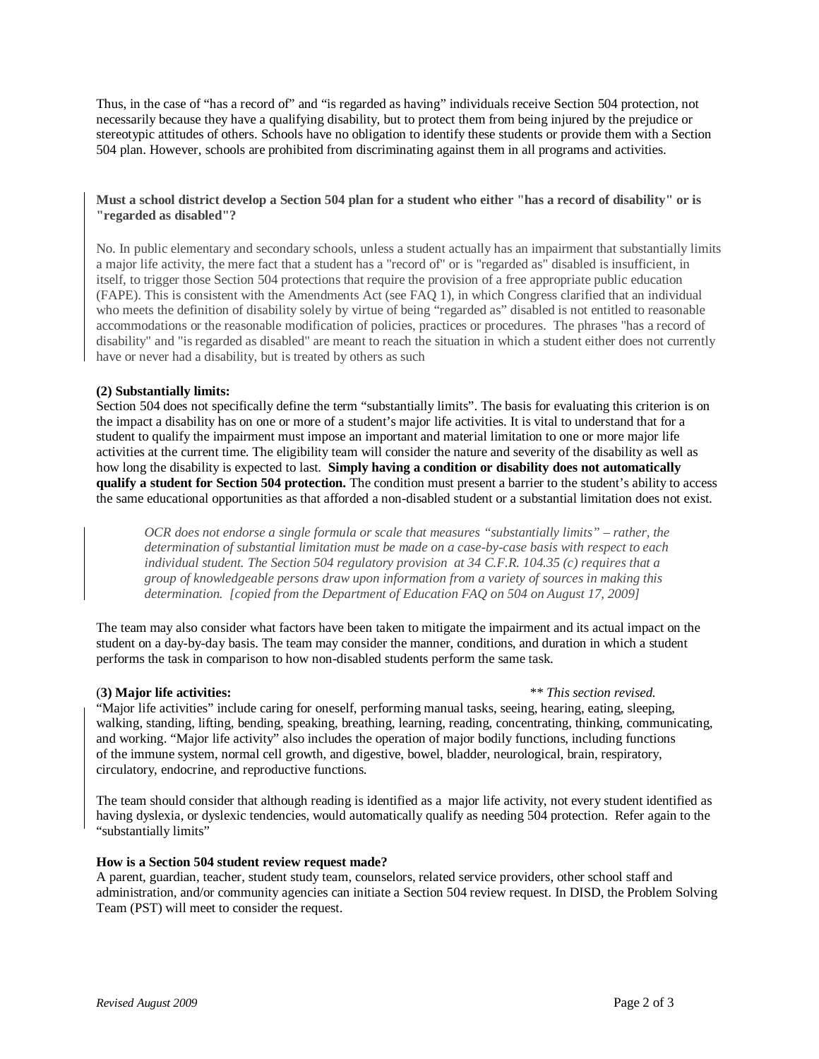Thus, in the case of "has a record of" and "is regarded as having" individuals receive Section 504 protection, not necessarily because they have a qualifying disability, but to protect them from being injured by the prejudice or stereotypic attitudes of others. Schools have no obligation to identify these students or provide them with a Section 504 plan. However, schools are prohibited from discriminating against them in all programs and activities.

**Must a school district develop a Section 504 plan for a student who either "has a record of disability" or is "regarded as disabled"?**

No. In public elementary and secondary schools, unless a student actually has an impairment that substantially limits a major life activity, the mere fact that a student has a "record of" or is "regarded as" disabled is insufficient, in itself, to trigger those Section 504 protections that require the provision of a free appropriate public education (FAPE). This is consistent with the Amendments Act (see FAQ 1), in which Congress clarified that an individual who meets the definition of disability solely by virtue of being "regarded as" disabled is not entitled to reasonable accommodations or the reasonable modification of policies, practices or procedures. The phrases "has a record of disability" and "is regarded as disabled" are meant to reach the situation in which a student either does not currently have or never had a disability, but is treated by others as such

**(2) Substantially limits:**
Section 504 does not specifically define the term "substantially limits". The basis for evaluating this criterion is on the impact a disability has on one or more of a student's major life activities. It is vital to understand that for a student to qualify the impairment must impose an important and material limitation to one or more major life activities at the current time. The eligibility team will consider the nature and severity of the disability as well as how long the disability is expected to last. **Simply having a condition or disability does not automatically qualify a student for Section 504 protection.** The condition must present a barrier to the student's ability to access the same educational opportunities as that afforded a non-disabled student or a substantial limitation does not exist.

> *OCR does not endorse a single formula or scale that measures "substantially limits" – rather, the determination of substantial limitation must be made on a case-by-case basis with respect to each individual student. The Section 504 regulatory provision at 34 C.F.R. 104.35 (c) requires that a group of knowledgeable persons draw upon information from a variety of sources in making this determination. [copied from the Department of Education FAQ on 504 on August 17, 2009]*

The team may also consider what factors have been taken to mitigate the impairment and its actual impact on the student on a day-by-day basis. The team may consider the manner, conditions, and duration in which a student performs the task in comparison to how non-disabled students perform the same task.

(**3) Major life activities:** ** *This section revised.*
"Major life activities" include caring for oneself, performing manual tasks, seeing, hearing, eating, sleeping, walking, standing, lifting, bending, speaking, breathing, learning, reading, concentrating, thinking, communicating, and working. "Major life activity" also includes the operation of major bodily functions, including functions of the immune system, normal cell growth, and digestive, bowel, bladder, neurological, brain, respiratory, circulatory, endocrine, and reproductive functions.

The team should consider that although reading is identified as a major life activity, not every student identified as having dyslexia, or dyslexic tendencies, would automatically qualify as needing 504 protection. Refer again to the "substantially limits"

**How is a Section 504 student review request made?**
A parent, guardian, teacher, student study team, counselors, related service providers, other school staff and administration, and/or community agencies can initiate a Section 504 review request. In DISD, the Problem Solving Team (PST) will meet to consider the request.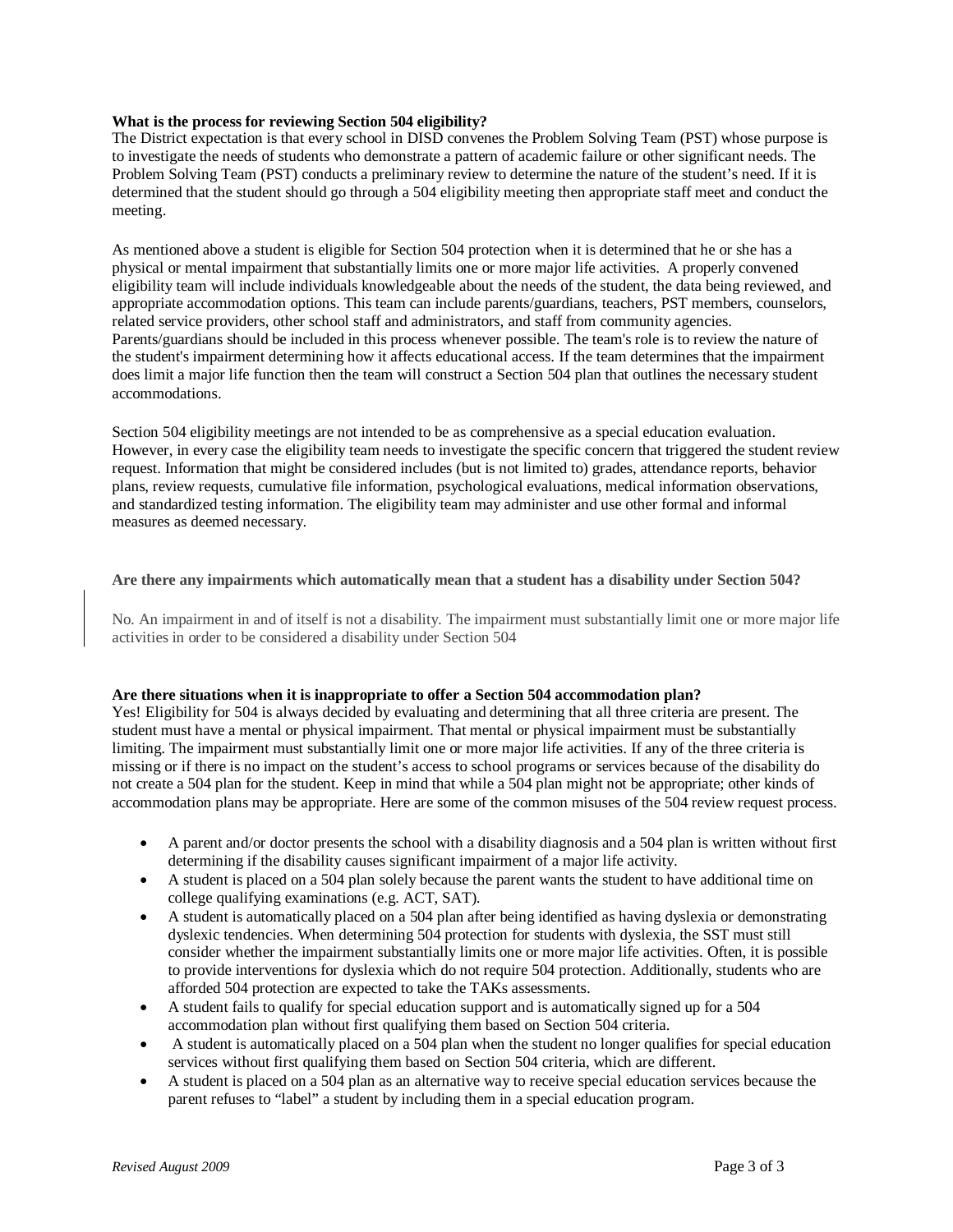**What is the process for reviewing Section 504 eligibility?**

The District expectation is that every school in DISD convenes the Problem Solving Team (PST) whose purpose is to investigate the needs of students who demonstrate a pattern of academic failure or other significant needs. The Problem Solving Team (PST) conducts a preliminary review to determine the nature of the student's need. If it is determined that the student should go through a 504 eligibility meeting then appropriate staff meet and conduct the meeting.

As mentioned above a student is eligible for Section 504 protection when it is determined that he or she has a physical or mental impairment that substantially limits one or more major life activities. A properly convened eligibility team will include individuals knowledgeable about the needs of the student, the data being reviewed, and appropriate accommodation options. This team can include parents/guardians, teachers, PST members, counselors, related service providers, other school staff and administrators, and staff from community agencies. Parents/guardians should be included in this process whenever possible. The team's role is to review the nature of the student's impairment determining how it affects educational access. If the team determines that the impairment does limit a major life function then the team will construct a Section 504 plan that outlines the necessary student accommodations.

Section 504 eligibility meetings are not intended to be as comprehensive as a special education evaluation. However, in every case the eligibility team needs to investigate the specific concern that triggered the student review request. Information that might be considered includes (but is not limited to) grades, attendance reports, behavior plans, review requests, cumulative file information, psychological evaluations, medical information observations, and standardized testing information. The eligibility team may administer and use other formal and informal measures as deemed necessary.

**Are there any impairments which automatically mean that a student has a disability under Section 504?**

No. An impairment in and of itself is not a disability. The impairment must substantially limit one or more major life activities in order to be considered a disability under Section 504

**Are there situations when it is inappropriate to offer a Section 504 accommodation plan?**

Yes! Eligibility for 504 is always decided by evaluating and determining that all three criteria are present. The student must have a mental or physical impairment. That mental or physical impairment must be substantially limiting. The impairment must substantially limit one or more major life activities. If any of the three criteria is missing or if there is no impact on the student's access to school programs or services because of the disability do not create a 504 plan for the student. Keep in mind that while a 504 plan might not be appropriate; other kinds of accommodation plans may be appropriate. Here are some of the common misuses of the 504 review request process.

- A parent and/or doctor presents the school with a disability diagnosis and a 504 plan is written without first determining if the disability causes significant impairment of a major life activity.
- A student is placed on a 504 plan solely because the parent wants the student to have additional time on college qualifying examinations (e.g. ACT, SAT).
- A student is automatically placed on a 504 plan after being identified as having dyslexia or demonstrating dyslexic tendencies. When determining 504 protection for students with dyslexia, the SST must still consider whether the impairment substantially limits one or more major life activities. Often, it is possible to provide interventions for dyslexia which do not require 504 protection. Additionally, students who are afforded 504 protection are expected to take the TAKs assessments.
- A student fails to qualify for special education support and is automatically signed up for a 504 accommodation plan without first qualifying them based on Section 504 criteria.
- A student is automatically placed on a 504 plan when the student no longer qualifies for special education services without first qualifying them based on Section 504 criteria, which are different.
- A student is placed on a 504 plan as an alternative way to receive special education services because the parent refuses to "label" a student by including them in a special education program.

*Revised August 2009*